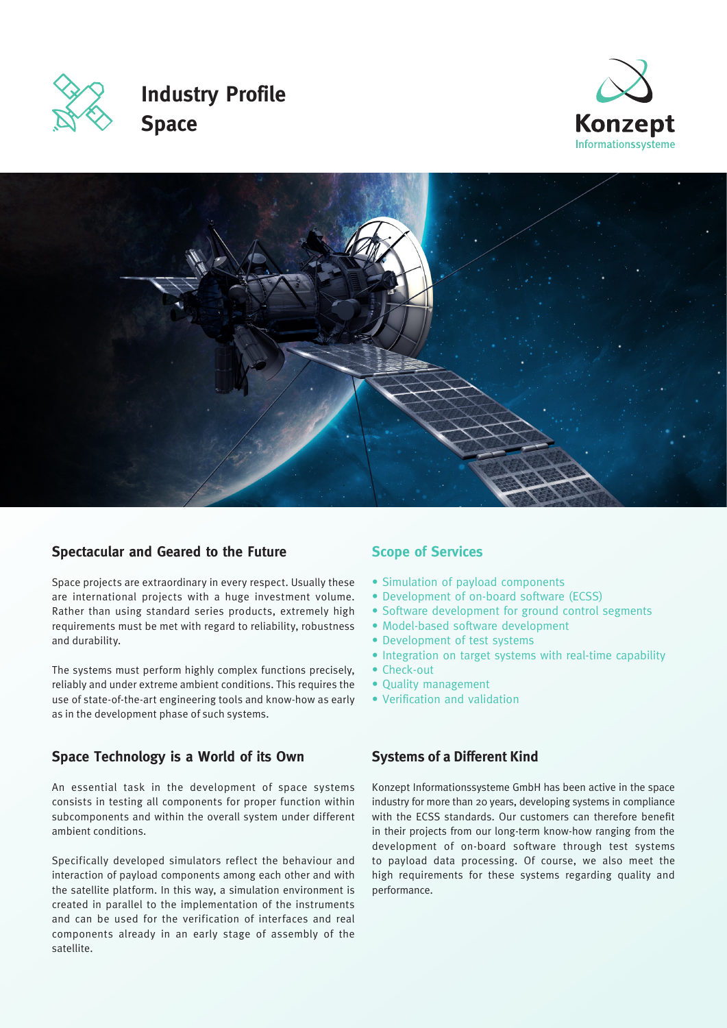# Industry Profile Space

Konzept Informationssysteme

## Spectacular and Geared to the Future

Space projects are extraordinary in every respect. Usually these are international projects with a huge investment volume. Rather than using standard series products, extremely high requirements must be met with regard to reliability, robustness and durability.

The systems must perform highly complex functions precisely, reliably and under extreme ambient conditions. This requires the use of state-of-the-art engineering tools and know-how as early as in the development phase of such systems.

## Space Technology is a World of its Own

An essential task in the development of space systems consists in testing all components for proper function within subcomponents and within the overall system under different ambient conditions.

Specifically developed simulators reflect the behaviour and interaction of payload components among each other and with the satellite platform. In this way, a simulation environment is created in parallel to the implementation of the instruments and can be used for the verification of interfaces and real components already in an early stage of assembly of the satellite.

## Scope of Services

- Simulation of payload components
- Development of on-board software (ECSS)
- Software development for ground control segments
- Model-based software development
- Development of test systems
- Integration on target systems with real-time capability
- Check-out
- Quality management
- Verification and validation

## Systems of a Different Kind

Konzept Informationssysteme GmbH has been active in the space industry for more than 20 years, developing systems in compliance with the ECSS standards. Our customers can therefore benefit in their projects from our long-term know-how ranging from the development of on-board software through test systems to payload data processing. Of course, we also meet the high requirements for these systems regarding quality and performance.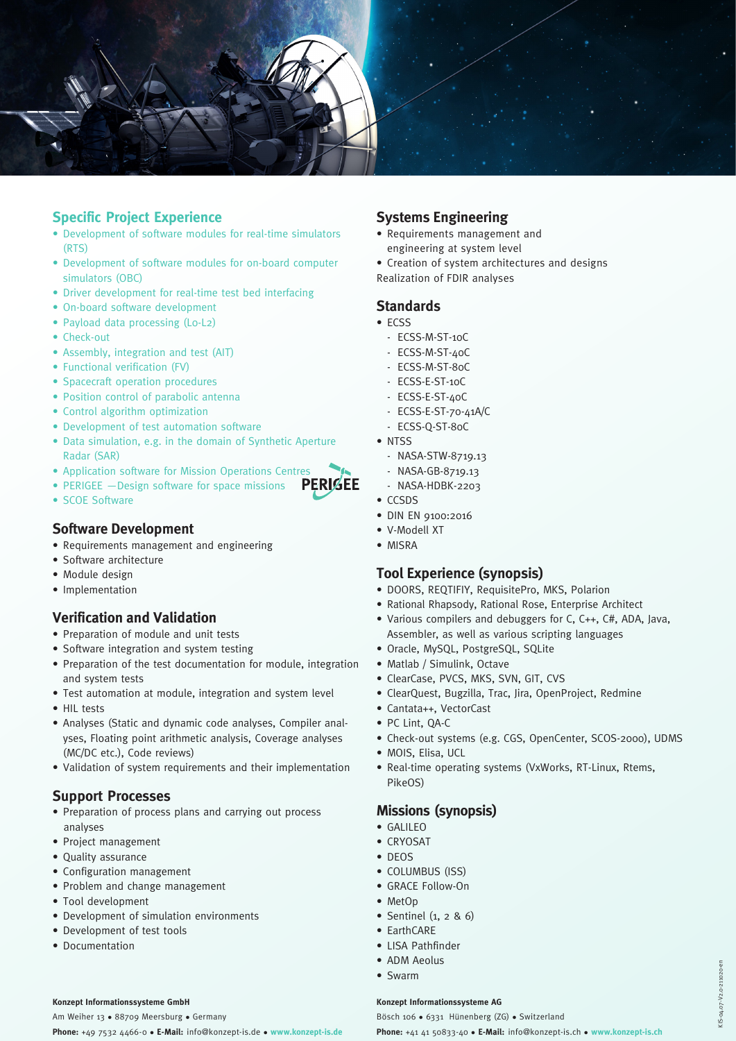## Specific Project Experience

- Development of software modules for real-time simulators (RTS)
- Development of software modules for on-board computer simulators (OBC)
- Driver development for real-time test bed interfacing
- On-board software development
- Payload data processing (L0-L2)
- Check-out
- Assembly, integration and test (AIT)
- Functional verification (FV)
- Spacecraft operation procedures
- Position control of parabolic antenna
- Control algorithm optimization
- Development of test automation software
- Data simulation, e.g. in the domain of Synthetic Aperture Radar (SAR)
- Application software for Mission Operations Centres
- PERIGEE —Design software for space missions
- SCOE Software

## Software Development

- Requirements management and engineering
- Software architecture
- Module design
- Implementation

## Verification and Validation

- Preparation of module and unit tests
- Software integration and system testing
- Preparation of the test documentation for module, integration and system tests
- Test automation at module, integration and system level
- HIL tests
- Analyses (Static and dynamic code analyses, Compiler analyses, Floating point arithmetic analysis, Coverage analyses (MC/DC etc.), Code reviews)
- Validation of system requirements and their implementation

## Support Processes

- Preparation of process plans and carrying out process analyses
- Project management
- Quality assurance
- Configuration management
- Problem and change management
- Tool development
- Development of simulation environments
- Development of test tools
- Documentation

## Systems Engineering

- Requirements management and engineering at system level
- Creation of system architectures and designs

Realization of FDIR analyses

## Standards

- ECSS
  - ECSS-M-ST-10C
  - ECSS-M-ST-40C
  - ECSS-M-ST-80C
  - ECSS-E-ST-10C
  - ECSS-E-ST-40C
  - ECSS-E-ST-70-41A/C
  - ECSS-Q-ST-80C
- NTSS
  - NASA-STW-8719.13
  - NASA-GB-8719.13
  - NASA-HDBK-2203
- CCSDS
- DIN EN 9100:2016
- V-Modell XT
- MISRA

## Tool Experience (synopsis)

- DOORS, REQTIFIY, RequisitePro, MKS, Polarion
- Rational Rhapsody, Rational Rose, Enterprise Architect
- Various compilers and debuggers for C, C++, C#, ADA, Java, Assembler, as well as various scripting languages
- Oracle, MySQL, PostgreSQL, SQLite
- Matlab / Simulink, Octave
- ClearCase, PVCS, MKS, SVN, GIT, CVS
- ClearQuest, Bugzilla, Trac, Jira, OpenProject, Redmine
- Cantata++, VectorCast
- PC Lint, QA-C
- Check-out systems (e.g. CGS, OpenCenter, SCOS-2000), UDMS
- MOIS, Elisa, UCL
- Real-time operating systems (VxWorks, RT-Linux, Rtems, PikeOS)

## Missions (synopsis)

- GALILEO
- CRYOSAT
- DEOS
- COLUMBUS (ISS)
- GRACE Follow-On
- MetOp
- Sentinel (1, 2 & 6)
- EarthCARE
- LISA Pathfinder
- ADM Aeolus
- Swarm

**Konzept Informationssysteme GmbH**
Am Weiher 13 • 88709 Meersburg • Germany
**Phone:** +49 7532 4466-0 • **E-Mail:** info@konzept-is.de • **www.konzept-is.de**

**Konzept Informationssysteme AG**
Bösch 106 • 6331 Hünenberg (ZG) • Switzerland
**Phone:** +41 41 50833-40 • **E-Mail:** info@konzept-is.ch • **www.konzept-is.ch**